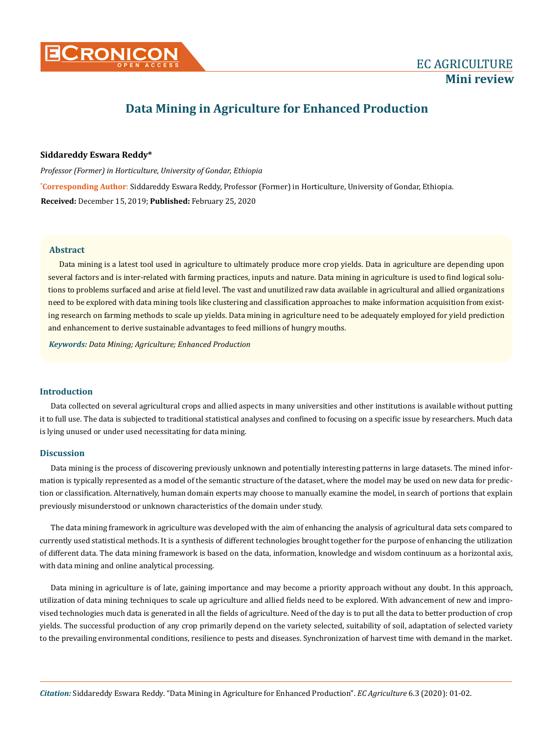EC AGRICULTURE
**Mini review**

# Data Mining in Agriculture for Enhanced Production

**Siddareddy Eswara Reddy***

*Professor (Former) in Horticulture, University of Gondar, Ethiopia*

***Corresponding Author**: Siddareddy Eswara Reddy, Professor (Former) in Horticulture, University of Gondar, Ethiopia.

**Received:** December 15, 2019; **Published:** February 25, 2020

## Abstract

Data mining is a latest tool used in agriculture to ultimately produce more crop yields. Data in agriculture are depending upon several factors and is inter-related with farming practices, inputs and nature. Data mining in agriculture is used to find logical solutions to problems surfaced and arise at field level. The vast and unutilized raw data available in agricultural and allied organizations need to be explored with data mining tools like clustering and classification approaches to make information acquisition from existing research on farming methods to scale up yields. Data mining in agriculture need to be adequately employed for yield prediction and enhancement to derive sustainable advantages to feed millions of hungry mouths.

***Keywords:*** *Data Mining; Agriculture; Enhanced Production*

## Introduction

Data collected on several agricultural crops and allied aspects in many universities and other institutions is available without putting it to full use. The data is subjected to traditional statistical analyses and confined to focusing on a specific issue by researchers. Much data is lying unused or under used necessitating for data mining.

## Discussion

Data mining is the process of discovering previously unknown and potentially interesting patterns in large datasets. The mined information is typically represented as a model of the semantic structure of the dataset, where the model may be used on new data for prediction or classification. Alternatively, human domain experts may choose to manually examine the model, in search of portions that explain previously misunderstood or unknown characteristics of the domain under study.

The data mining framework in agriculture was developed with the aim of enhancing the analysis of agricultural data sets compared to currently used statistical methods. It is a synthesis of different technologies brought together for the purpose of enhancing the utilization of different data. The data mining framework is based on the data, information, knowledge and wisdom continuum as a horizontal axis, with data mining and online analytical processing.

Data mining in agriculture is of late, gaining importance and may become a priority approach without any doubt. In this approach, utilization of data mining techniques to scale up agriculture and allied fields need to be explored. With advancement of new and improvised technologies much data is generated in all the fields of agriculture. Need of the day is to put all the data to better production of crop yields. The successful production of any crop primarily depend on the variety selected, suitability of soil, adaptation of selected variety to the prevailing environmental conditions, resilience to pests and diseases. Synchronization of harvest time with demand in the market.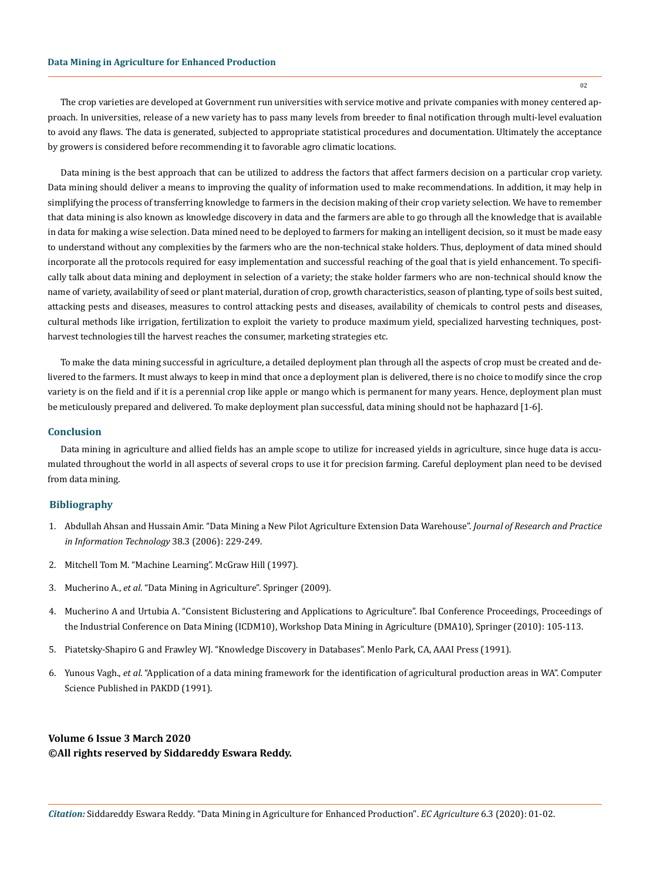The crop varieties are developed at Government run universities with service motive and private companies with money centered approach. In universities, release of a new variety has to pass many levels from breeder to final notification through multi-level evaluation to avoid any flaws. The data is generated, subjected to appropriate statistical procedures and documentation. Ultimately the acceptance by growers is considered before recommending it to favorable agro climatic locations.

Data mining is the best approach that can be utilized to address the factors that affect farmers decision on a particular crop variety. Data mining should deliver a means to improving the quality of information used to make recommendations. In addition, it may help in simplifying the process of transferring knowledge to farmers in the decision making of their crop variety selection. We have to remember that data mining is also known as knowledge discovery in data and the farmers are able to go through all the knowledge that is available in data for making a wise selection. Data mined need to be deployed to farmers for making an intelligent decision, so it must be made easy to understand without any complexities by the farmers who are the non-technical stake holders. Thus, deployment of data mined should incorporate all the protocols required for easy implementation and successful reaching of the goal that is yield enhancement. To specifically talk about data mining and deployment in selection of a variety; the stake holder farmers who are non-technical should know the name of variety, availability of seed or plant material, duration of crop, growth characteristics, season of planting, type of soils best suited, attacking pests and diseases, measures to control attacking pests and diseases, availability of chemicals to control pests and diseases, cultural methods like irrigation, fertilization to exploit the variety to produce maximum yield, specialized harvesting techniques, post-harvest technologies till the harvest reaches the consumer, marketing strategies etc.

To make the data mining successful in agriculture, a detailed deployment plan through all the aspects of crop must be created and delivered to the farmers. It must always to keep in mind that once a deployment plan is delivered, there is no choice to modify since the crop variety is on the field and if it is a perennial crop like apple or mango which is permanent for many years. Hence, deployment plan must be meticulously prepared and delivered. To make deployment plan successful, data mining should not be haphazard [1-6].

## Conclusion

Data mining in agriculture and allied fields has an ample scope to utilize for increased yields in agriculture, since huge data is accumulated throughout the world in all aspects of several crops to use it for precision farming. Careful deployment plan need to be devised from data mining.

## Bibliography

1. Abdullah Ahsan and Hussain Amir. "Data Mining a New Pilot Agriculture Extension Data Warehouse". *Journal of Research and Practice in Information Technology* 38.3 (2006): 229-249.
2. Mitchell Tom M. "Machine Learning". McGraw Hill (1997).
3. Mucherino A., *et al*. "Data Mining in Agriculture". Springer (2009).
4. Mucherino A and Urtubia A. "Consistent Biclustering and Applications to Agriculture". IbaI Conference Proceedings, Proceedings of the Industrial Conference on Data Mining (ICDM10), Workshop Data Mining in Agriculture (DMA10), Springer (2010): 105-113.
5. Piatetsky-Shapiro G and Frawley WJ. "Knowledge Discovery in Databases". Menlo Park, CA, AAAI Press (1991).
6. Yunous Vagh., *et al*. "Application of a data mining framework for the identification of agricultural production areas in WA". Computer Science Published in PAKDD (1991).

**Volume 6 Issue 3 March 2020**
**©All rights reserved by Siddareddy Eswara Reddy.**

***Citation:*** Siddareddy Eswara Reddy. "Data Mining in Agriculture for Enhanced Production". *EC Agriculture* 6.3 (2020): 01-02.